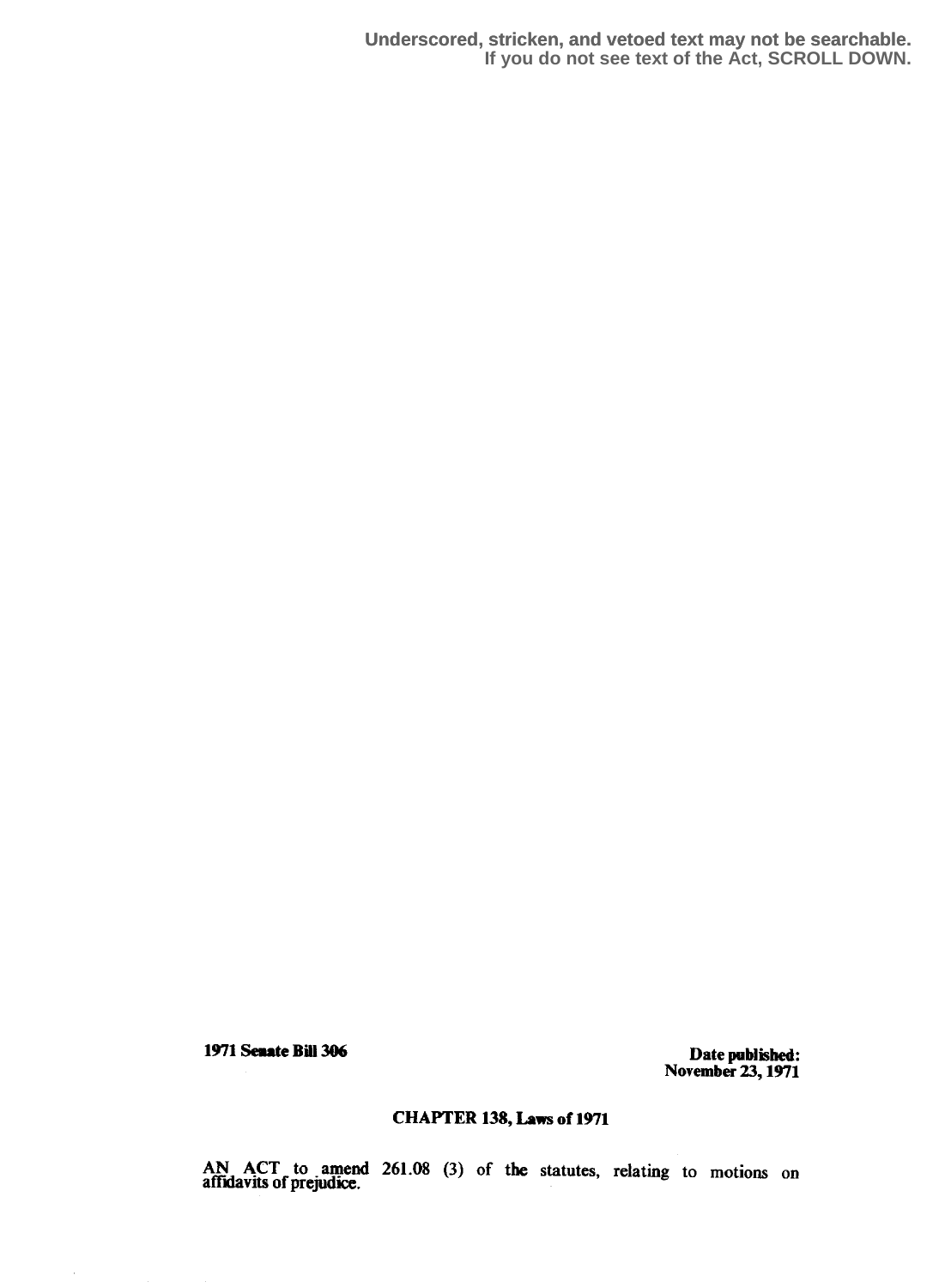Underscored, stricken, and vetoed text may not be searchable.
If you do not see text of the Act, SCROLL DOWN.

**1971 Senate Bill 306**

**Date published:**
**November 23, 1971**

## CHAPTER 138, Laws of 1971

AN ACT to amend 261.08 (3) of the statutes, relating to motions on affidavits of prejudice.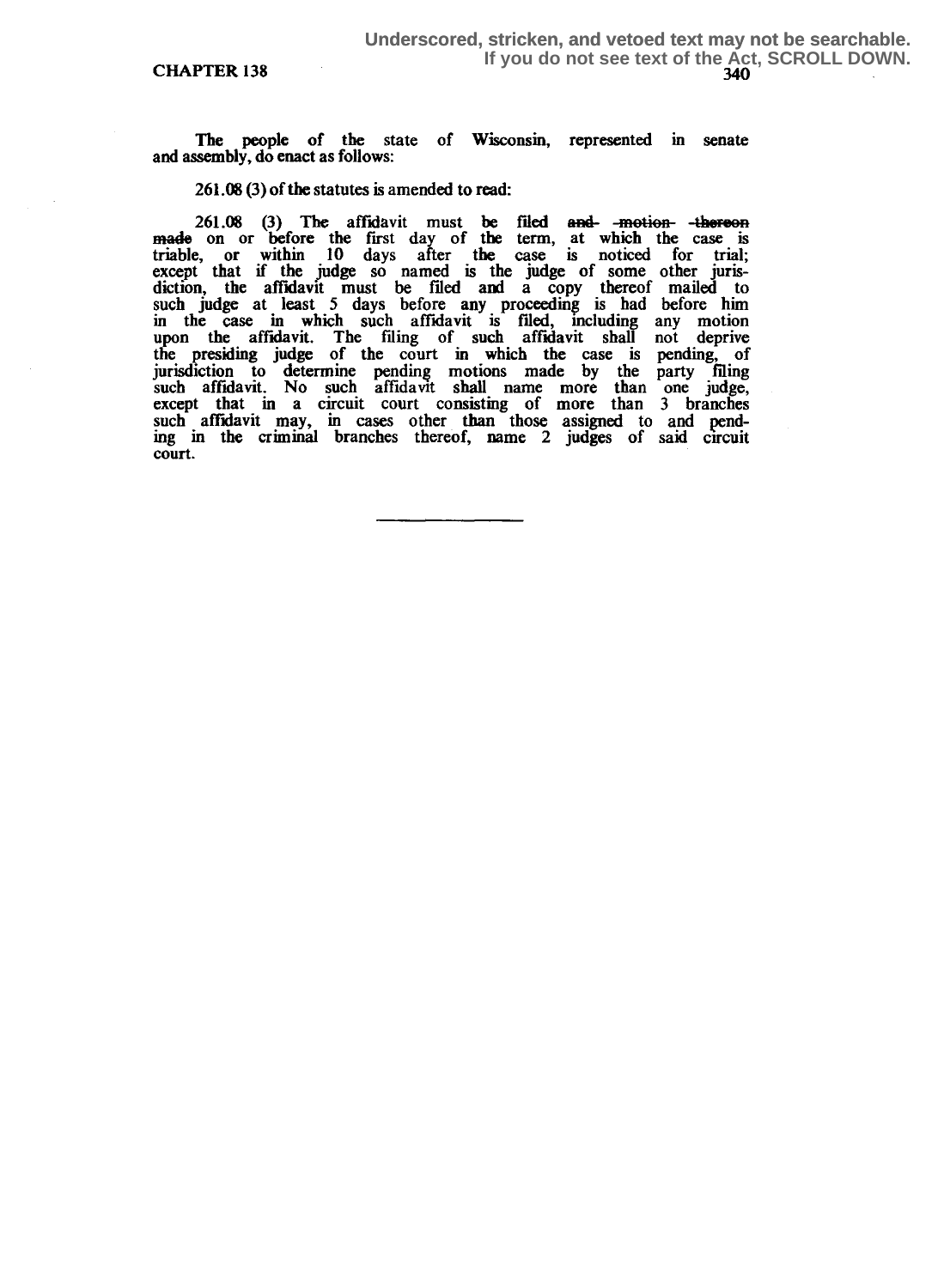**CHAPTER 138**

The people of the state of Wisconsin, represented in senate and assembly, do enact as follows:

261.08 (3) of the statutes is amended to read:

261.08 (3) The affidavit must be filed ~~and motion thereon made~~ on or before the first day of the term, at which the case is triable, or within 10 days after the case is noticed for trial; except that if the judge so named is the judge of some other jurisdiction, the affidavit must be filed and a copy thereof mailed to such judge at least 5 days before any proceeding is had before him in the case in which such affidavit is filed, including any motion upon the affidavit. The filing of such affidavit shall not deprive the presiding judge of the court in which the case is pending, of jurisdiction to determine pending motions made by the party filing such affidavit. No such affidavit shall name more than one judge, except that in a circuit court consisting of more than 3 branches such affidavit may, in cases other than those assigned to and pending in the criminal branches thereof, name 2 judges of said circuit court.